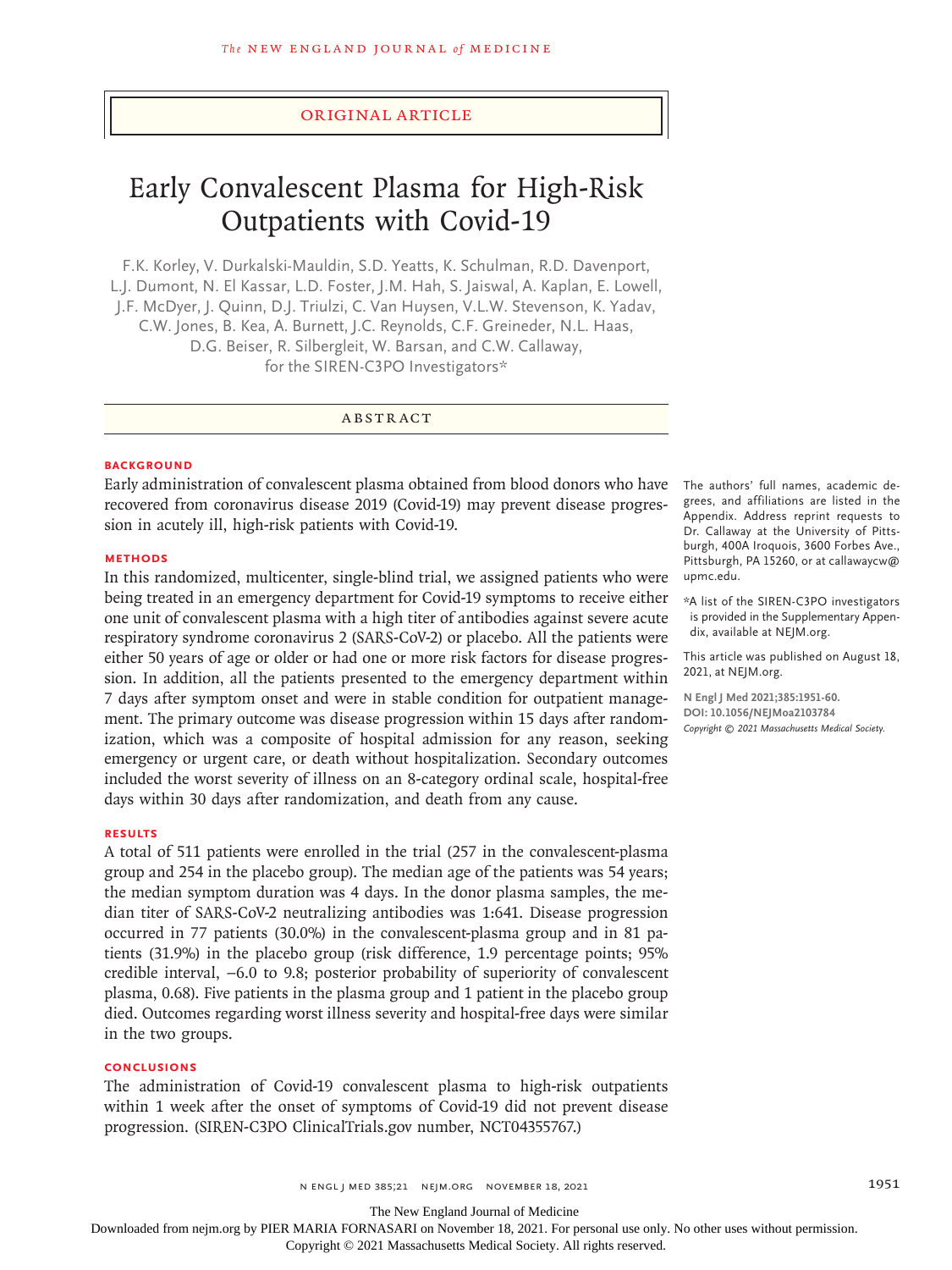Original Article

# Early Convalescent Plasma for High-Risk Outpatients with Covid-19

F.K. Korley, V. Durkalski-Mauldin, S.D. Yeatts, K. Schulman, R.D. Davenport, L.J. Dumont, N. El Kassar, L.D. Foster, J.M. Hah, S. Jaiswal, A. Kaplan, E. Lowell, J.F. McDyer, J. Quinn, D.J. Triulzi, C. Van Huysen, V.L.W. Stevenson, K. Yadav, C.W. Jones, B. Kea, A. Burnett, J.C. Reynolds, C.F. Greineder, N.L. Haas, D.G. Beiser, R. Silbergleit, W. Barsan, and C.W. Callaway, for the SIREN-C3PO Investigators*

## Abstract

**BACKGROUND**

Early administration of convalescent plasma obtained from blood donors who have recovered from coronavirus disease 2019 (Covid-19) may prevent disease progression in acutely ill, high-risk patients with Covid-19.

**METHODS**

In this randomized, multicenter, single-blind trial, we assigned patients who were being treated in an emergency department for Covid-19 symptoms to receive either one unit of convalescent plasma with a high titer of antibodies against severe acute respiratory syndrome coronavirus 2 (SARS-CoV-2) or placebo. All the patients were either 50 years of age or older or had one or more risk factors for disease progression. In addition, all the patients presented to the emergency department within 7 days after symptom onset and were in stable condition for outpatient management. The primary outcome was disease progression within 15 days after randomization, which was a composite of hospital admission for any reason, seeking emergency or urgent care, or death without hospitalization. Secondary outcomes included the worst severity of illness on an 8-category ordinal scale, hospital-free days within 30 days after randomization, and death from any cause.

**RESULTS**

A total of 511 patients were enrolled in the trial (257 in the convalescent-plasma group and 254 in the placebo group). The median age of the patients was 54 years; the median symptom duration was 4 days. In the donor plasma samples, the median titer of SARS-CoV-2 neutralizing antibodies was 1:641. Disease progression occurred in 77 patients (30.0%) in the convalescent-plasma group and in 81 patients (31.9%) in the placebo group (risk difference, 1.9 percentage points; 95% credible interval, −6.0 to 9.8; posterior probability of superiority of convalescent plasma, 0.68). Five patients in the plasma group and 1 patient in the placebo group died. Outcomes regarding worst illness severity and hospital-free days were similar in the two groups.

**CONCLUSIONS**

The administration of Covid-19 convalescent plasma to high-risk outpatients within 1 week after the onset of symptoms of Covid-19 did not prevent disease progression. (SIREN-C3PO ClinicalTrials.gov number, NCT04355767.)

The authors' full names, academic degrees, and affiliations are listed in the Appendix. Address reprint requests to Dr. Callaway at the University of Pittsburgh, 400A Iroquois, 3600 Forbes Ave., Pittsburgh, PA 15260, or at callawaycw@upmc.edu.

*A list of the SIREN-C3PO investigators is provided in the Supplementary Appendix, available at NEJM.org.

This article was published on August 18, 2021, at NEJM.org.

**N Engl J Med 2021;385:1951-60.**
**DOI: 10.1056/NEJMoa2103784**
*Copyright © 2021 Massachusetts Medical Society.*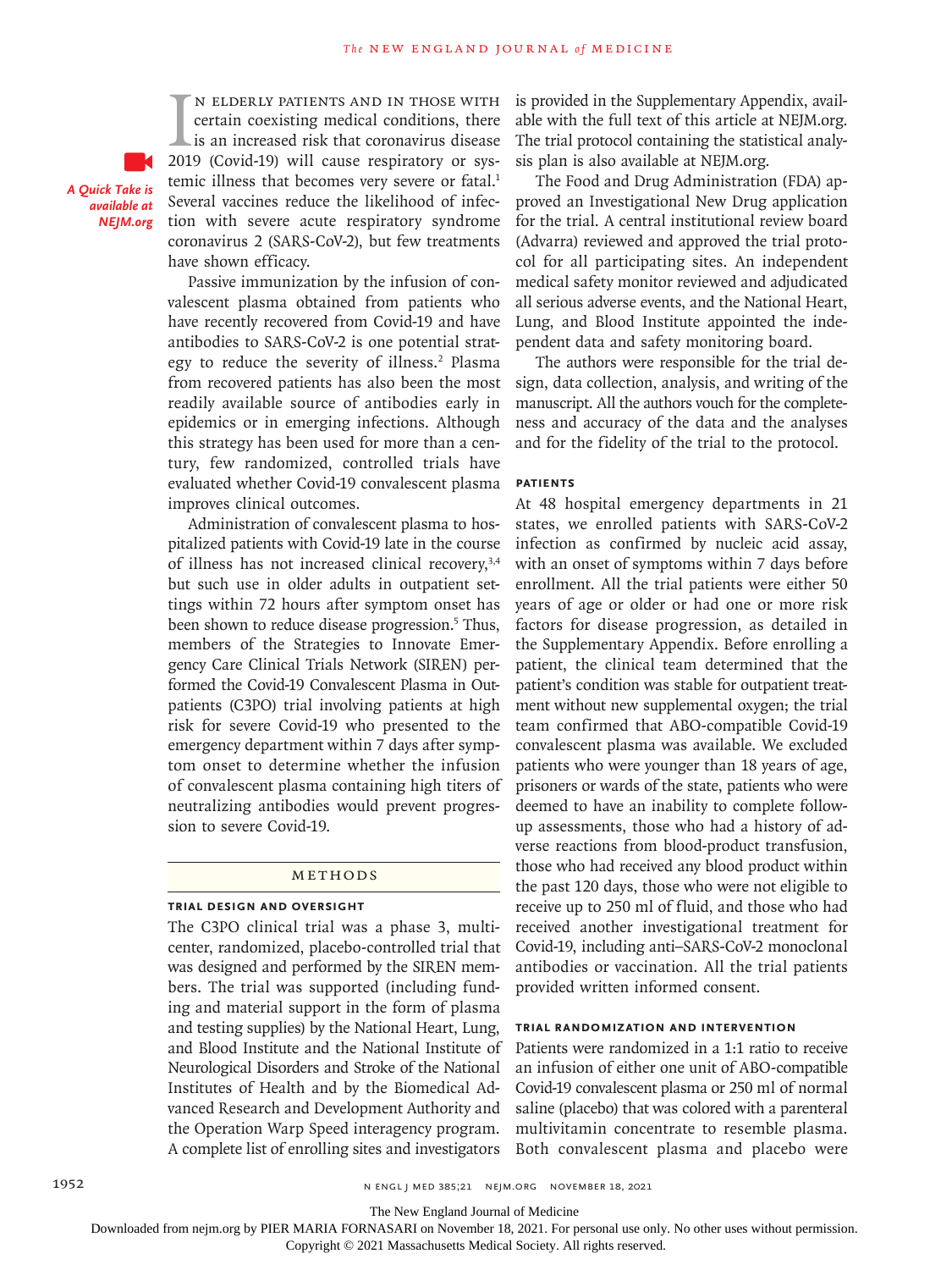In elderly patients and in those with certain coexisting medical conditions, there is an increased risk that coronavirus disease 2019 (Covid-19) will cause respiratory or systemic illness that becomes very severe or fatal.[1] Several vaccines reduce the likelihood of infection with severe acute respiratory syndrome coronavirus 2 (SARS-CoV-2), but few treatments have shown efficacy.

*A Quick Take is available at NEJM.org*

Passive immunization by the infusion of convalescent plasma obtained from patients who have recently recovered from Covid-19 and have antibodies to SARS-CoV-2 is one potential strategy to reduce the severity of illness.[2] Plasma from recovered patients has also been the most readily available source of antibodies early in epidemics or in emerging infections. Although this strategy has been used for more than a century, few randomized, controlled trials have evaluated whether Covid-19 convalescent plasma improves clinical outcomes.

Administration of convalescent plasma to hospitalized patients with Covid-19 late in the course of illness has not increased clinical recovery,[3,4] but such use in older adults in outpatient settings within 72 hours after symptom onset has been shown to reduce disease progression.[5] Thus, members of the Strategies to Innovate Emergency Care Clinical Trials Network (SIREN) performed the Covid-19 Convalescent Plasma in Outpatients (C3PO) trial involving patients at high risk for severe Covid-19 who presented to the emergency department within 7 days after symptom onset to determine whether the infusion of convalescent plasma containing high titers of neutralizing antibodies would prevent progression to severe Covid-19.

## Methods

### Trial Design and Oversight

The C3PO clinical trial was a phase 3, multicenter, randomized, placebo-controlled trial that was designed and performed by the SIREN members. The trial was supported (including funding and material support in the form of plasma and testing supplies) by the National Heart, Lung, and Blood Institute and the National Institute of Neurological Disorders and Stroke of the National Institutes of Health and by the Biomedical Advanced Research and Development Authority and the Operation Warp Speed interagency program. A complete list of enrolling sites and investigators is provided in the Supplementary Appendix, available with the full text of this article at NEJM.org. The trial protocol containing the statistical analysis plan is also available at NEJM.org.

The Food and Drug Administration (FDA) approved an Investigational New Drug application for the trial. A central institutional review board (Advarra) reviewed and approved the trial protocol for all participating sites. An independent medical safety monitor reviewed and adjudicated all serious adverse events, and the National Heart, Lung, and Blood Institute appointed the independent data and safety monitoring board.

The authors were responsible for the trial design, data collection, analysis, and writing of the manuscript. All the authors vouch for the completeness and accuracy of the data and the analyses and for the fidelity of the trial to the protocol.

### Patients

At 48 hospital emergency departments in 21 states, we enrolled patients with SARS-CoV-2 infection as confirmed by nucleic acid assay, with an onset of symptoms within 7 days before enrollment. All the trial patients were either 50 years of age or older or had one or more risk factors for disease progression, as detailed in the Supplementary Appendix. Before enrolling a patient, the clinical team determined that the patient's condition was stable for outpatient treatment without new supplemental oxygen; the trial team confirmed that ABO-compatible Covid-19 convalescent plasma was available. We excluded patients who were younger than 18 years of age, prisoners or wards of the state, patients who were deemed to have an inability to complete follow-up assessments, those who had a history of adverse reactions from blood-product transfusion, those who had received any blood product within the past 120 days, those who were not eligible to receive up to 250 ml of fluid, and those who had received another investigational treatment for Covid-19, including anti–SARS-CoV-2 monoclonal antibodies or vaccination. All the trial patients provided written informed consent.

### Trial Randomization and Intervention

Patients were randomized in a 1:1 ratio to receive an infusion of either one unit of ABO-compatible Covid-19 convalescent plasma or 250 ml of normal saline (placebo) that was colored with a parenteral multivitamin concentrate to resemble plasma. Both convalescent plasma and placebo were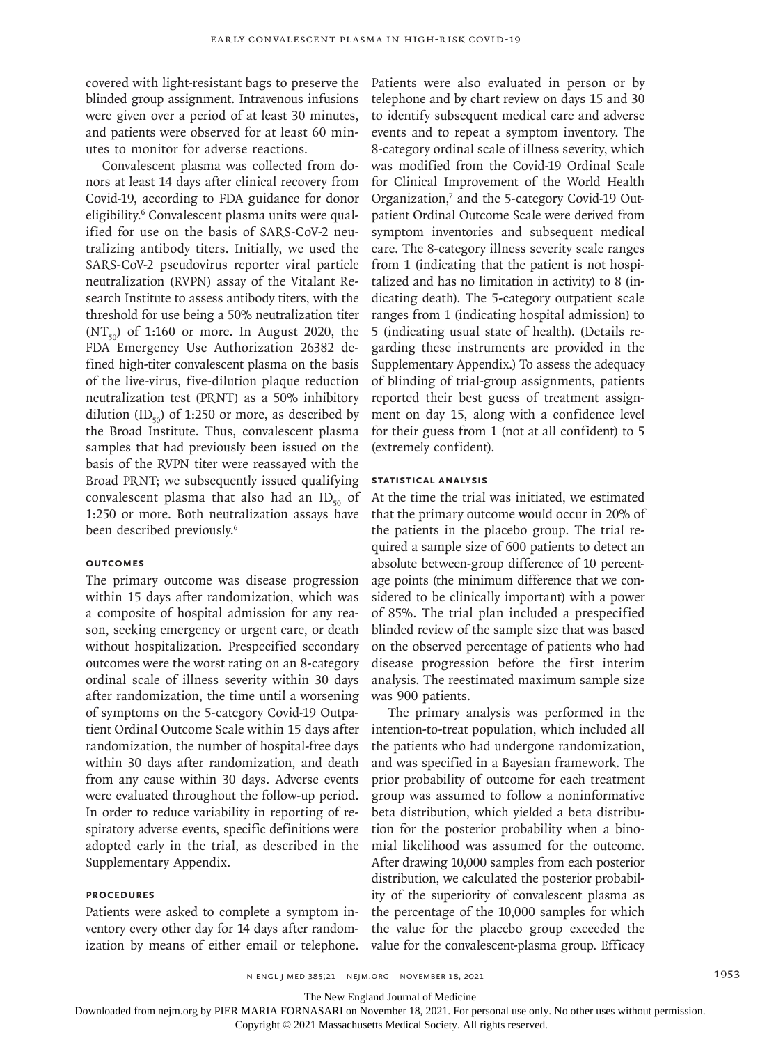covered with light-resistant bags to preserve the blinded group assignment. Intravenous infusions were given over a period of at least 30 minutes, and patients were observed for at least 60 minutes to monitor for adverse reactions.

Convalescent plasma was collected from donors at least 14 days after clinical recovery from Covid-19, according to FDA guidance for donor eligibility.[6] Convalescent plasma units were qualified for use on the basis of SARS-CoV-2 neutralizing antibody titers. Initially, we used the SARS-CoV-2 pseudovirus reporter viral particle neutralization (RVPN) assay of the Vitalant Research Institute to assess antibody titers, with the threshold for use being a 50% neutralization titer ($NT_{50}$) of 1:160 or more. In August 2020, the FDA Emergency Use Authorization 26382 defined high-titer convalescent plasma on the basis of the live-virus, five-dilution plaque reduction neutralization test (PRNT) as a 50% inhibitory dilution ($ID_{50}$) of 1:250 or more, as described by the Broad Institute. Thus, convalescent plasma samples that had previously been issued on the basis of the RVPN titer were reassayed with the Broad PRNT; we subsequently issued qualifying convalescent plasma that also had an $ID_{50}$ of 1:250 or more. Both neutralization assays have been described previously.[6]

### Outcomes

The primary outcome was disease progression within 15 days after randomization, which was a composite of hospital admission for any reason, seeking emergency or urgent care, or death without hospitalization. Prespecified secondary outcomes were the worst rating on an 8-category ordinal scale of illness severity within 30 days after randomization, the time until a worsening of symptoms on the 5-category Covid-19 Outpatient Ordinal Outcome Scale within 15 days after randomization, the number of hospital-free days within 30 days after randomization, and death from any cause within 30 days. Adverse events were evaluated throughout the follow-up period. In order to reduce variability in reporting of respiratory adverse events, specific definitions were adopted early in the trial, as described in the Supplementary Appendix.

### Procedures

Patients were asked to complete a symptom inventory every other day for 14 days after randomization by means of either email or telephone. Patients were also evaluated in person or by telephone and by chart review on days 15 and 30 to identify subsequent medical care and adverse events and to repeat a symptom inventory. The 8-category ordinal scale of illness severity, which was modified from the Covid-19 Ordinal Scale for Clinical Improvement of the World Health Organization,[7] and the 5-category Covid-19 Outpatient Ordinal Outcome Scale were derived from symptom inventories and subsequent medical care. The 8-category illness severity scale ranges from 1 (indicating that the patient is not hospitalized and has no limitation in activity) to 8 (indicating death). The 5-category outpatient scale ranges from 1 (indicating hospital admission) to 5 (indicating usual state of health). (Details regarding these instruments are provided in the Supplementary Appendix.) To assess the adequacy of blinding of trial-group assignments, patients reported their best guess of treatment assignment on day 15, along with a confidence level for their guess from 1 (not at all confident) to 5 (extremely confident).

### Statistical Analysis

At the time the trial was initiated, we estimated that the primary outcome would occur in 20% of the patients in the placebo group. The trial required a sample size of 600 patients to detect an absolute between-group difference of 10 percentage points (the minimum difference that we considered to be clinically important) with a power of 85%. The trial plan included a prespecified blinded review of the sample size that was based on the observed percentage of patients who had disease progression before the first interim analysis. The reestimated maximum sample size was 900 patients.

The primary analysis was performed in the intention-to-treat population, which included all the patients who had undergone randomization, and was specified in a Bayesian framework. The prior probability of outcome for each treatment group was assumed to follow a noninformative beta distribution, which yielded a beta distribution for the posterior probability when a binomial likelihood was assumed for the outcome. After drawing 10,000 samples from each posterior distribution, we calculated the posterior probability of the superiority of convalescent plasma as the percentage of the 10,000 samples for which the value for the placebo group exceeded the value for the convalescent-plasma group. Efficacy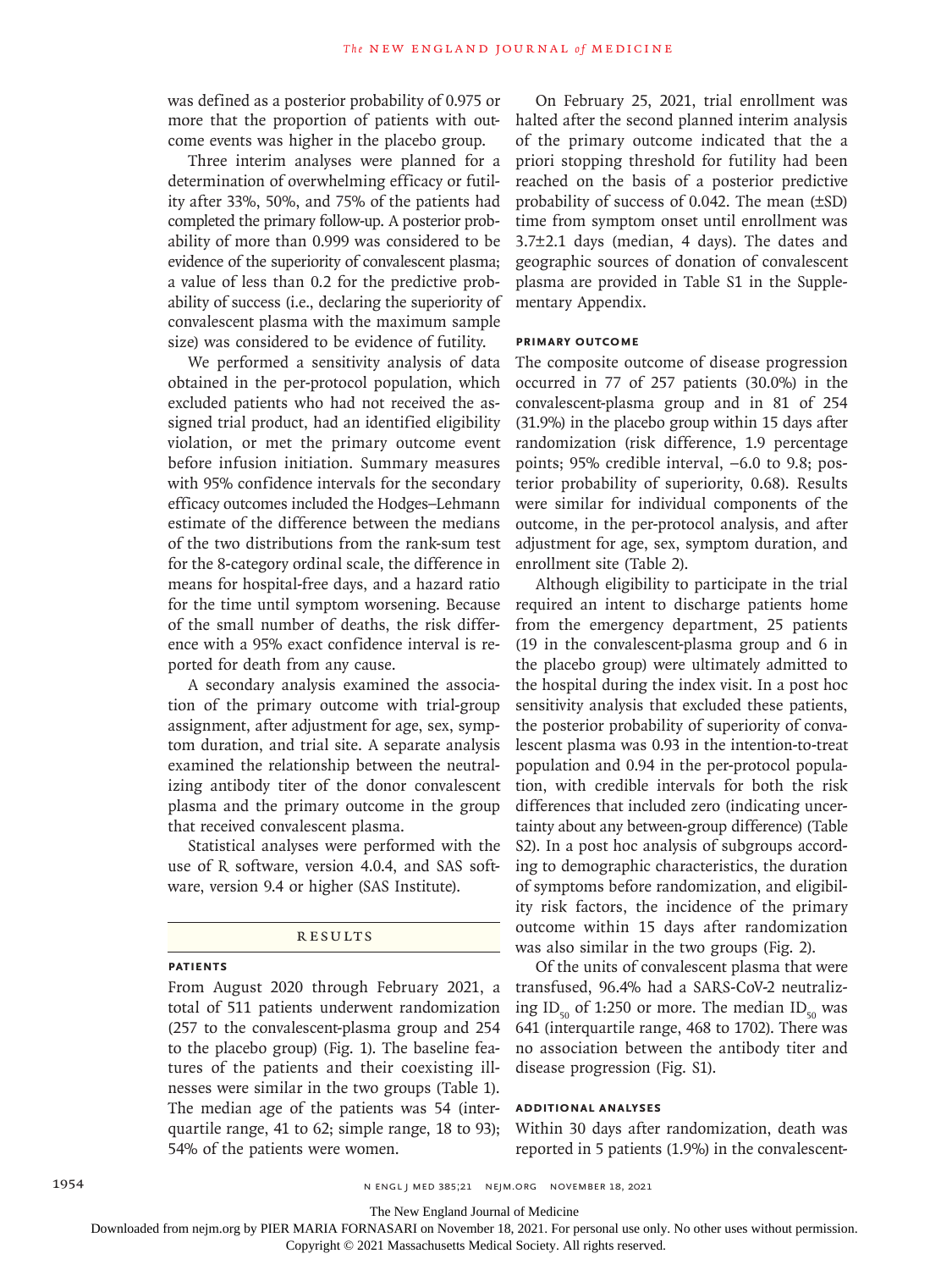was defined as a posterior probability of 0.975 or more that the proportion of patients with outcome events was higher in the placebo group.

Three interim analyses were planned for a determination of overwhelming efficacy or futility after 33%, 50%, and 75% of the patients had completed the primary follow-up. A posterior probability of more than 0.999 was considered to be evidence of the superiority of convalescent plasma; a value of less than 0.2 for the predictive probability of success (i.e., declaring the superiority of convalescent plasma with the maximum sample size) was considered to be evidence of futility.

We performed a sensitivity analysis of data obtained in the per-protocol population, which excluded patients who had not received the assigned trial product, had an identified eligibility violation, or met the primary outcome event before infusion initiation. Summary measures with 95% confidence intervals for the secondary efficacy outcomes included the Hodges–Lehmann estimate of the difference between the medians of the two distributions from the rank-sum test for the 8-category ordinal scale, the difference in means for hospital-free days, and a hazard ratio for the time until symptom worsening. Because of the small number of deaths, the risk difference with a 95% exact confidence interval is reported for death from any cause.

A secondary analysis examined the association of the primary outcome with trial-group assignment, after adjustment for age, sex, symptom duration, and trial site. A separate analysis examined the relationship between the neutralizing antibody titer of the donor convalescent plasma and the primary outcome in the group that received convalescent plasma.

Statistical analyses were performed with the use of R software, version 4.0.4, and SAS software, version 9.4 or higher (SAS Institute).

## RESULTS

### PATIENTS

From August 2020 through February 2021, a total of 511 patients underwent randomization (257 to the convalescent-plasma group and 254 to the placebo group) (Fig. 1). The baseline features of the patients and their coexisting illnesses were similar in the two groups (Table 1). The median age of the patients was 54 (interquartile range, 41 to 62; simple range, 18 to 93); 54% of the patients were women.

On February 25, 2021, trial enrollment was halted after the second planned interim analysis of the primary outcome indicated that the a priori stopping threshold for futility had been reached on the basis of a posterior predictive probability of success of 0.042. The mean (±SD) time from symptom onset until enrollment was 3.7±2.1 days (median, 4 days). The dates and geographic sources of donation of convalescent plasma are provided in Table S1 in the Supplementary Appendix.

### PRIMARY OUTCOME

The composite outcome of disease progression occurred in 77 of 257 patients (30.0%) in the convalescent-plasma group and in 81 of 254 (31.9%) in the placebo group within 15 days after randomization (risk difference, 1.9 percentage points; 95% credible interval, −6.0 to 9.8; posterior probability of superiority, 0.68). Results were similar for individual components of the outcome, in the per-protocol analysis, and after adjustment for age, sex, symptom duration, and enrollment site (Table 2).

Although eligibility to participate in the trial required an intent to discharge patients home from the emergency department, 25 patients (19 in the convalescent-plasma group and 6 in the placebo group) were ultimately admitted to the hospital during the index visit. In a post hoc sensitivity analysis that excluded these patients, the posterior probability of superiority of convalescent plasma was 0.93 in the intention-to-treat population and 0.94 in the per-protocol population, with credible intervals for both the risk differences that included zero (indicating uncertainty about any between-group difference) (Table S2). In a post hoc analysis of subgroups according to demographic characteristics, the duration of symptoms before randomization, and eligibility risk factors, the incidence of the primary outcome within 15 days after randomization was also similar in the two groups (Fig. 2).

Of the units of convalescent plasma that were transfused, 96.4% had a SARS-CoV-2 neutralizing $ID_{50}$ of 1:250 or more. The median $ID_{50}$ was 641 (interquartile range, 468 to 1702). There was no association between the antibody titer and disease progression (Fig. S1).

### ADDITIONAL ANALYSES

Within 30 days after randomization, death was reported in 5 patients (1.9%) in the convalescent-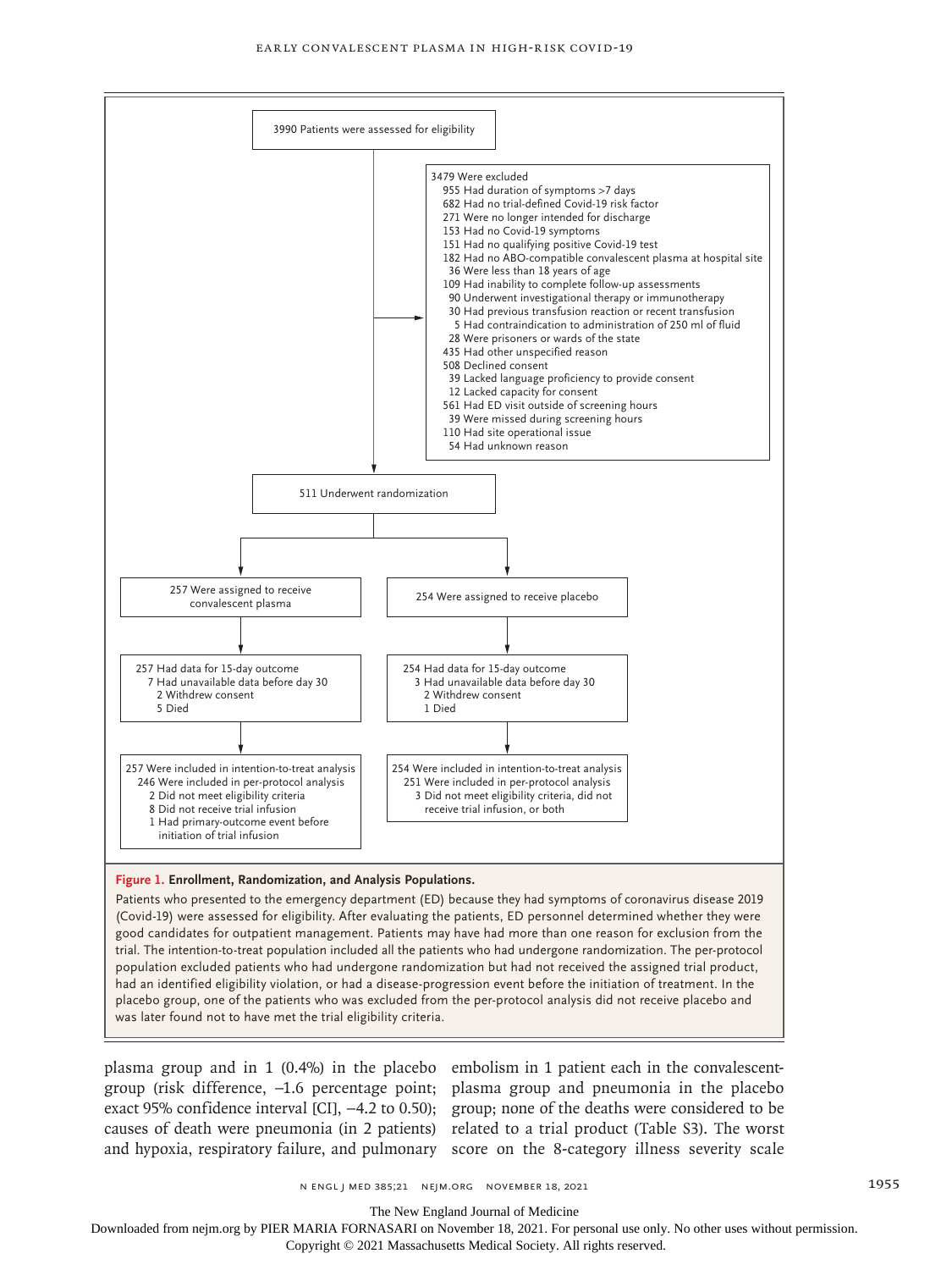3990 Patients were assessed for eligibility

3479 Were excluded
- 955 Had duration of symptoms >7 days
- 682 Had no trial-defined Covid-19 risk factor
- 271 Were no longer intended for discharge
- 153 Had no Covid-19 symptoms
- 151 Had no qualifying positive Covid-19 test
- 182 Had no ABO-compatible convalescent plasma at hospital site
- 36 Were less than 18 years of age
- 109 Had inability to complete follow-up assessments
- 90 Underwent investigational therapy or immunotherapy
- 30 Had previous transfusion reaction or recent transfusion
- 5 Had contraindication to administration of 250 ml of fluid
- 28 Were prisoners or wards of the state
- 435 Had other unspecified reason
- 508 Declined consent
- 39 Lacked language proficiency to provide consent
- 12 Lacked capacity for consent
- 561 Had ED visit outside of screening hours
- 39 Were missed during screening hours
- 110 Had site operational issue
- 54 Had unknown reason

511 Underwent randomization

257 Were assigned to receive convalescent plasma

254 Were assigned to receive placebo

257 Had data for 15-day outcome
- 7 Had unavailable data before day 30
  - 2 Withdrew consent
  - 5 Died

254 Had data for 15-day outcome
- 3 Had unavailable data before day 30
  - 2 Withdrew consent
  - 1 Died

257 Were included in intention-to-treat analysis
- 246 Were included in per-protocol analysis
  - 2 Did not meet eligibility criteria
  - 8 Did not receive trial infusion
  - 1 Had primary-outcome event before initiation of trial infusion

254 Were included in intention-to-treat analysis
- 251 Were included in per-protocol analysis
  - 3 Did not meet eligibility criteria, did not receive trial infusion, or both

**Figure 1. Enrollment, Randomization, and Analysis Populations.**

Patients who presented to the emergency department (ED) because they had symptoms of coronavirus disease 2019 (Covid-19) were assessed for eligibility. After evaluating the patients, ED personnel determined whether they were good candidates for outpatient management. Patients may have had more than one reason for exclusion from the trial. The intention-to-treat population included all the patients who had undergone randomization. The per-protocol population excluded patients who had undergone randomization but had not received the assigned trial product, had an identified eligibility violation, or had a disease-progression event before the initiation of treatment. In the placebo group, one of the patients who was excluded from the per-protocol analysis did not receive placebo and was later found not to have met the trial eligibility criteria.

plasma group and in 1 (0.4%) in the placebo group (risk difference, −1.6 percentage point; exact 95% confidence interval [CI], −4.2 to 0.50); causes of death were pneumonia (in 2 patients) and hypoxia, respiratory failure, and pulmonary embolism in 1 patient each in the convalescent-plasma group and pneumonia in the placebo group; none of the deaths were considered to be related to a trial product (Table S3). The worst score on the 8-category illness severity scale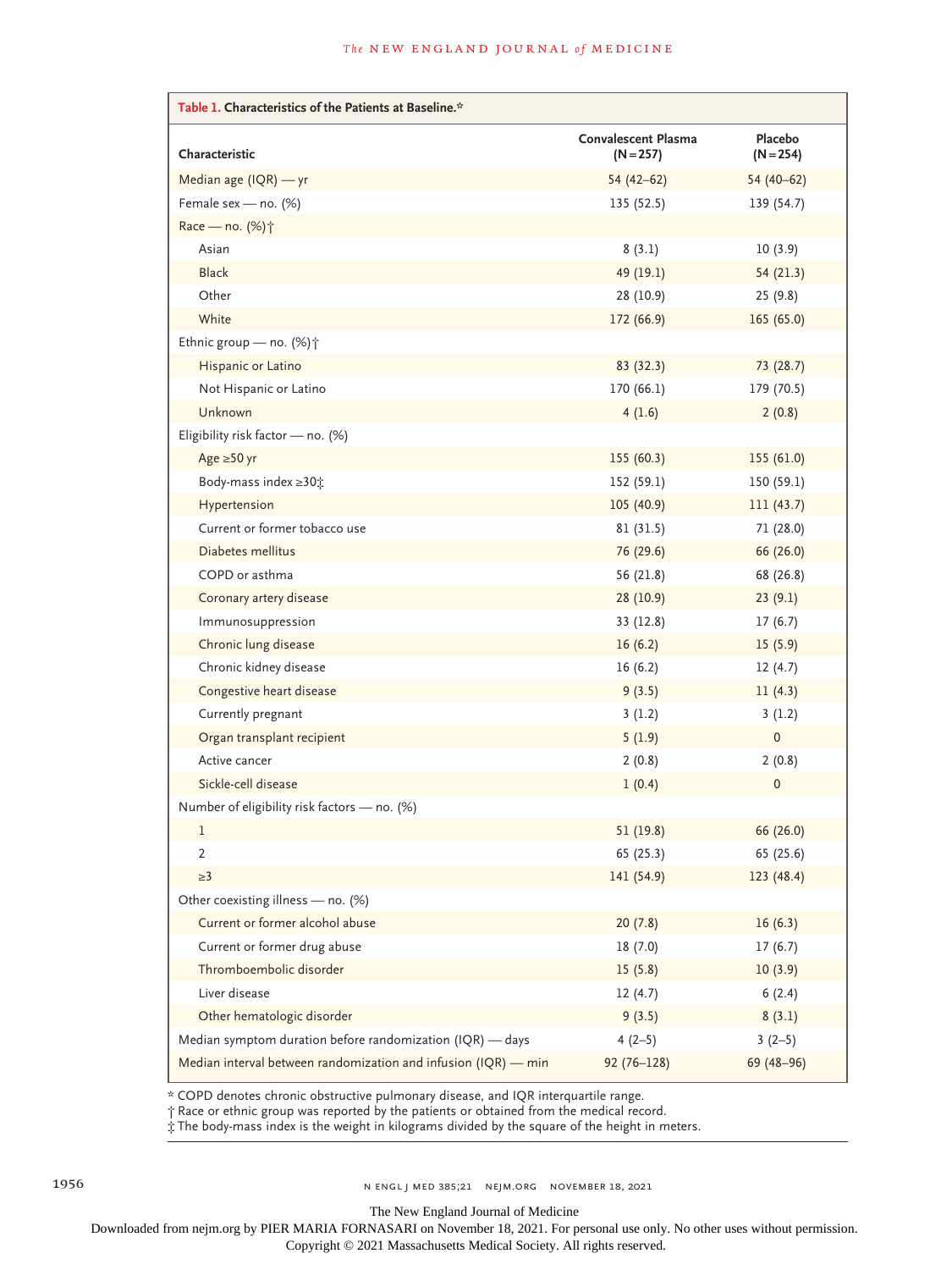**Table 1. Characteristics of the Patients at Baseline.***

| Characteristic | Convalescent Plasma (N=257) | Placebo (N=254) |
|---|---|---|
| Median age (IQR) — yr | 54 (42–62) | 54 (40–62) |
| Female sex — no. (%) | 135 (52.5) | 139 (54.7) |
| Race — no. (%)† | | |
| Asian | 8 (3.1) | 10 (3.9) |
| Black | 49 (19.1) | 54 (21.3) |
| Other | 28 (10.9) | 25 (9.8) |
| White | 172 (66.9) | 165 (65.0) |
| Ethnic group — no. (%)† | | |
| Hispanic or Latino | 83 (32.3) | 73 (28.7) |
| Not Hispanic or Latino | 170 (66.1) | 179 (70.5) |
| Unknown | 4 (1.6) | 2 (0.8) |
| Eligibility risk factor — no. (%) | | |
| Age ≥50 yr | 155 (60.3) | 155 (61.0) |
| Body-mass index ≥30‡ | 152 (59.1) | 150 (59.1) |
| Hypertension | 105 (40.9) | 111 (43.7) |
| Current or former tobacco use | 81 (31.5) | 71 (28.0) |
| Diabetes mellitus | 76 (29.6) | 66 (26.0) |
| COPD or asthma | 56 (21.8) | 68 (26.8) |
| Coronary artery disease | 28 (10.9) | 23 (9.1) |
| Immunosuppression | 33 (12.8) | 17 (6.7) |
| Chronic lung disease | 16 (6.2) | 15 (5.9) |
| Chronic kidney disease | 16 (6.2) | 12 (4.7) |
| Congestive heart disease | 9 (3.5) | 11 (4.3) |
| Currently pregnant | 3 (1.2) | 3 (1.2) |
| Organ transplant recipient | 5 (1.9) | 0 |
| Active cancer | 2 (0.8) | 2 (0.8) |
| Sickle-cell disease | 1 (0.4) | 0 |
| Number of eligibility risk factors — no. (%) | | |
| 1 | 51 (19.8) | 66 (26.0) |
| 2 | 65 (25.3) | 65 (25.6) |
| ≥3 | 141 (54.9) | 123 (48.4) |
| Other coexisting illness — no. (%) | | |
| Current or former alcohol abuse | 20 (7.8) | 16 (6.3) |
| Current or former drug abuse | 18 (7.0) | 17 (6.7) |
| Thromboembolic disorder | 15 (5.8) | 10 (3.9) |
| Liver disease | 12 (4.7) | 6 (2.4) |
| Other hematologic disorder | 9 (3.5) | 8 (3.1) |
| Median symptom duration before randomization (IQR) — days | 4 (2–5) | 3 (2–5) |
| Median interval between randomization and infusion (IQR) — min | 92 (76–128) | 69 (48–96) |

* COPD denotes chronic obstructive pulmonary disease, and IQR interquartile range.
† Race or ethnic group was reported by the patients or obtained from the medical record.
‡ The body-mass index is the weight in kilograms divided by the square of the height in meters.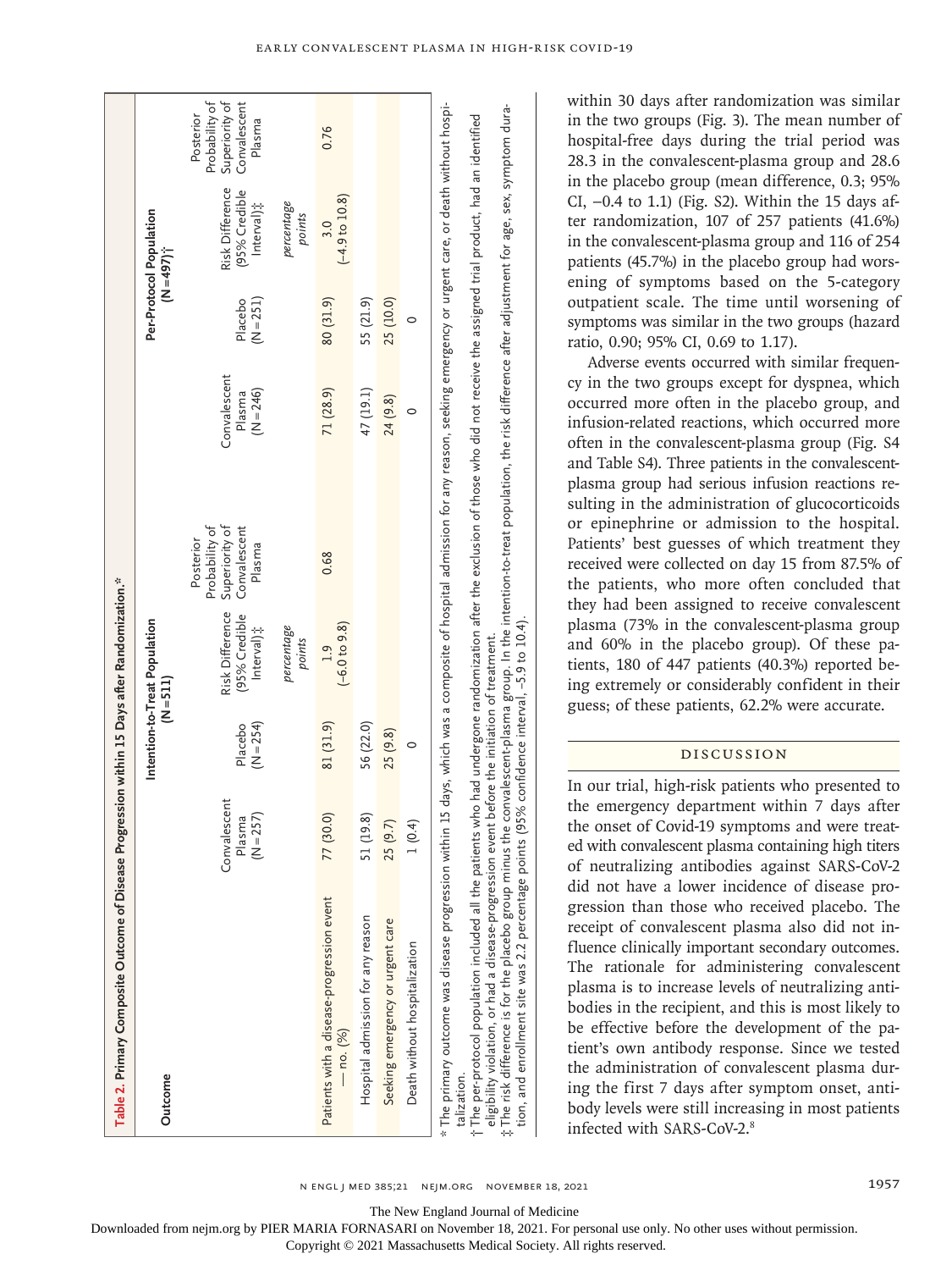**Table 2. Primary Composite Outcome of Disease Progression within 15 Days after Randomization.***

| Outcome | Intention-to-Treat Population (N=511) | | | | Per-Protocol Population (N=497)† | | | |
|---|---|---|---|---|---|---|---|---|
| | Convalescent Plasma (N=257) | Placebo (N=254) | Risk Difference (95% Credible Interval)‡ | Posterior Probability of Superiority of Convalescent Plasma | Convalescent Plasma (N=246) | Placebo (N=251) | Risk Difference (95% Credible Interval)‡ | Posterior Probability of Superiority of Convalescent Plasma |
| | | | *percentage points* | | | | *percentage points* | |
| Patients with a disease-progression event — no. (%) | 77 (30.0) | 81 (31.9) | 1.9 (−6.0 to 9.8) | 0.68 | 71 (28.9) | 80 (31.9) | 3.0 (−4.9 to 10.8) | 0.76 |
| Hospital admission for any reason | 51 (19.8) | 56 (22.0) | | | 47 (19.1) | 55 (21.9) | | |
| Seeking emergency or urgent care | 25 (9.7) | 25 (9.8) | | | 24 (9.8) | 25 (10.0) | | |
| Death without hospitalization | 1 (0.4) | 0 | | | 0 | 0 | | |

\* The primary outcome was disease progression within 15 days, which was a composite of hospital admission for any reason, seeking emergency or urgent care, or death without hospitalization.

† The per-protocol population included all the patients who had undergone randomization after the exclusion of those who did not receive the assigned trial product, had an identified eligibility violation, or had a disease-progression event before the initiation of treatment.

‡ The risk difference is for the placebo group minus the convalescent-plasma group. In the intention-to-treat population, the risk difference after adjustment for age, sex, symptom duration, and enrollment site was 2.2 percentage points (95% confidence interval, −5.9 to 10.4).

within 30 days after randomization was similar in the two groups (Fig. 3). The mean number of hospital-free days during the trial period was 28.3 in the convalescent-plasma group and 28.6 in the placebo group (mean difference, 0.3; 95% CI, −0.4 to 1.1) (Fig. S2). Within the 15 days after randomization, 107 of 257 patients (41.6%) in the convalescent-plasma group and 116 of 254 patients (45.7%) in the placebo group had worsening of symptoms based on the 5-category outpatient scale. The time until worsening of symptoms was similar in the two groups (hazard ratio, 0.90; 95% CI, 0.69 to 1.17).

Adverse events occurred with similar frequency in the two groups except for dyspnea, which occurred more often in the placebo group, and infusion-related reactions, which occurred more often in the convalescent-plasma group (Fig. S4 and Table S4). Three patients in the convalescent-plasma group had serious infusion reactions resulting in the administration of glucocorticoids or epinephrine or admission to the hospital. Patients' best guesses of which treatment they received were collected on day 15 from 87.5% of the patients, who more often concluded that they had been assigned to receive convalescent plasma (73% in the convalescent-plasma group and 60% in the placebo group). Of these patients, 180 of 447 patients (40.3%) reported being extremely or considerably confident in their guess; of these patients, 62.2% were accurate.

## Discussion

In our trial, high-risk patients who presented to the emergency department within 7 days after the onset of Covid-19 symptoms and were treated with convalescent plasma containing high titers of neutralizing antibodies against SARS-CoV-2 did not have a lower incidence of disease progression than those who received placebo. The receipt of convalescent plasma also did not influence clinically important secondary outcomes. The rationale for administering convalescent plasma is to increase levels of neutralizing antibodies in the recipient, and this is most likely to be effective before the development of the patient's own antibody response. Since we tested the administration of convalescent plasma during the first 7 days after symptom onset, antibody levels were still increasing in most patients infected with SARS-CoV-2.[8]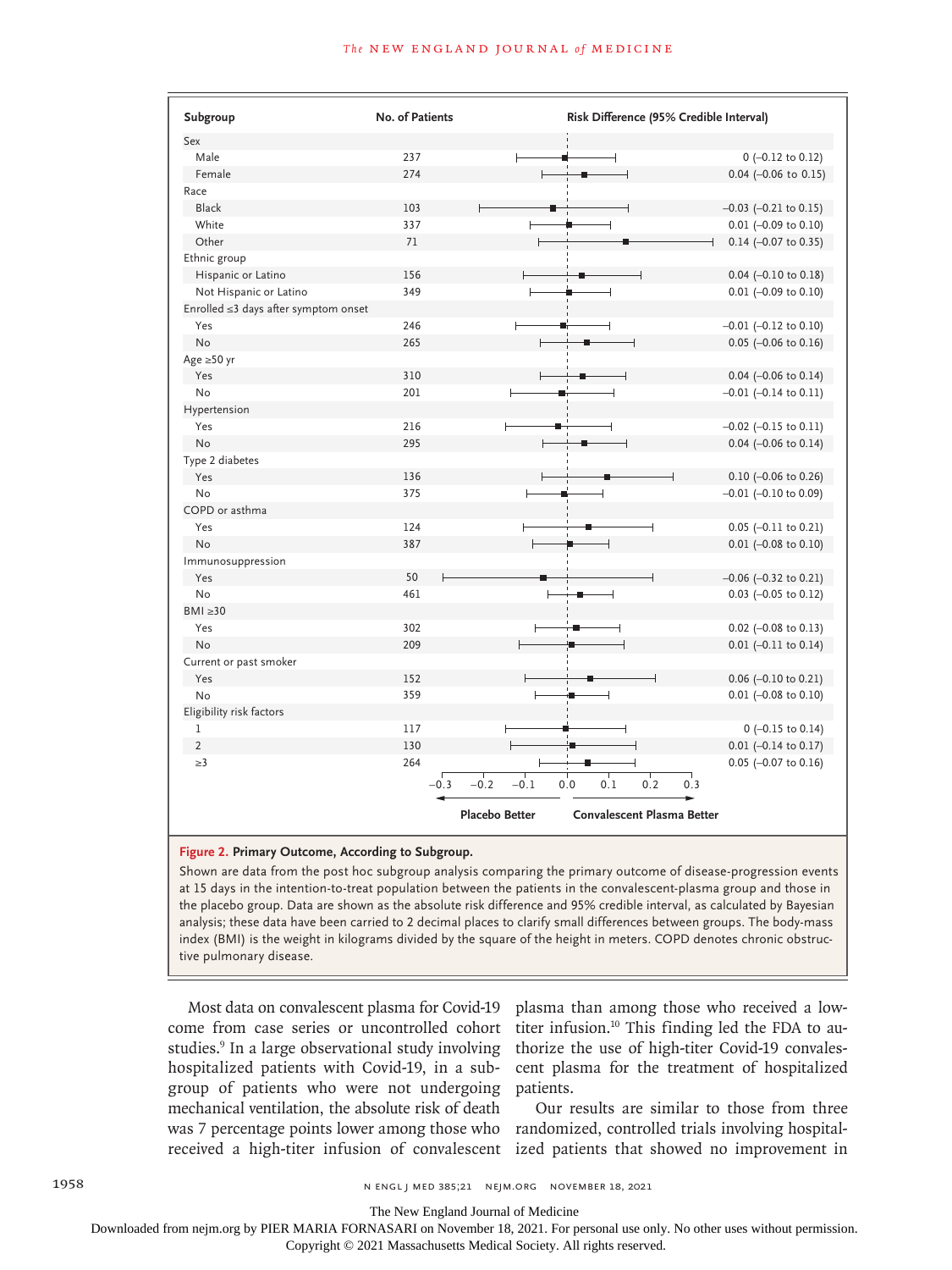| Subgroup | No. of Patients | Risk Difference (95% Credible Interval) |
|---|---|---|
| **Sex** | | |
| Male | 237 | 0 (−0.12 to 0.12) |
| Female | 274 | 0.04 (−0.06 to 0.15) |
| **Race** | | |
| Black | 103 | −0.03 (−0.21 to 0.15) |
| White | 337 | 0.01 (−0.09 to 0.10) |
| Other | 71 | 0.14 (−0.07 to 0.35) |
| **Ethnic group** | | |
| Hispanic or Latino | 156 | 0.04 (−0.10 to 0.18) |
| Not Hispanic or Latino | 349 | 0.01 (−0.09 to 0.10) |
| **Enrolled ≤3 days after symptom onset** | | |
| Yes | 246 | −0.01 (−0.12 to 0.10) |
| No | 265 | 0.05 (−0.06 to 0.16) |
| **Age ≥50 yr** | | |
| Yes | 310 | 0.04 (−0.06 to 0.14) |
| No | 201 | −0.01 (−0.14 to 0.11) |
| **Hypertension** | | |
| Yes | 216 | −0.02 (−0.15 to 0.11) |
| No | 295 | 0.04 (−0.06 to 0.14) |
| **Type 2 diabetes** | | |
| Yes | 136 | 0.10 (−0.06 to 0.26) |
| No | 375 | −0.01 (−0.10 to 0.09) |
| **COPD or asthma** | | |
| Yes | 124 | 0.05 (−0.11 to 0.21) |
| No | 387 | 0.01 (−0.08 to 0.10) |
| **Immunosuppression** | | |
| Yes | 50 | −0.06 (−0.32 to 0.21) |
| No | 461 | 0.03 (−0.05 to 0.12) |
| **BMI ≥30** | | |
| Yes | 302 | 0.02 (−0.08 to 0.13) |
| No | 209 | 0.01 (−0.11 to 0.14) |
| **Current or past smoker** | | |
| Yes | 152 | 0.06 (−0.10 to 0.21) |
| No | 359 | 0.01 (−0.08 to 0.10) |
| **Eligibility risk factors** | | |
| 1 | 117 | 0 (−0.15 to 0.14) |
| 2 | 130 | 0.01 (−0.14 to 0.17) |
| ≥3 | 264 | 0.05 (−0.07 to 0.16) |

←Placebo Better | Convalescent Plasma Better→

**Figure 2. Primary Outcome, According to Subgroup.**

Shown are data from the post hoc subgroup analysis comparing the primary outcome of disease-progression events at 15 days in the intention-to-treat population between the patients in the convalescent-plasma group and those in the placebo group. Data are shown as the absolute risk difference and 95% credible interval, as calculated by Bayesian analysis; these data have been carried to 2 decimal places to clarify small differences between groups. The body-mass index (BMI) is the weight in kilograms divided by the square of the height in meters. COPD denotes chronic obstructive pulmonary disease.

Most data on convalescent plasma for Covid-19 come from case series or uncontrolled cohort studies.[9] In a large observational study involving hospitalized patients with Covid-19, in a subgroup of patients who were not undergoing mechanical ventilation, the absolute risk of death was 7 percentage points lower among those who received a high-titer infusion of convalescent plasma than among those who received a low-titer infusion.[10] This finding led the FDA to authorize the use of high-titer Covid-19 convalescent plasma for the treatment of hospitalized patients.

Our results are similar to those from three randomized, controlled trials involving hospitalized patients that showed no improvement in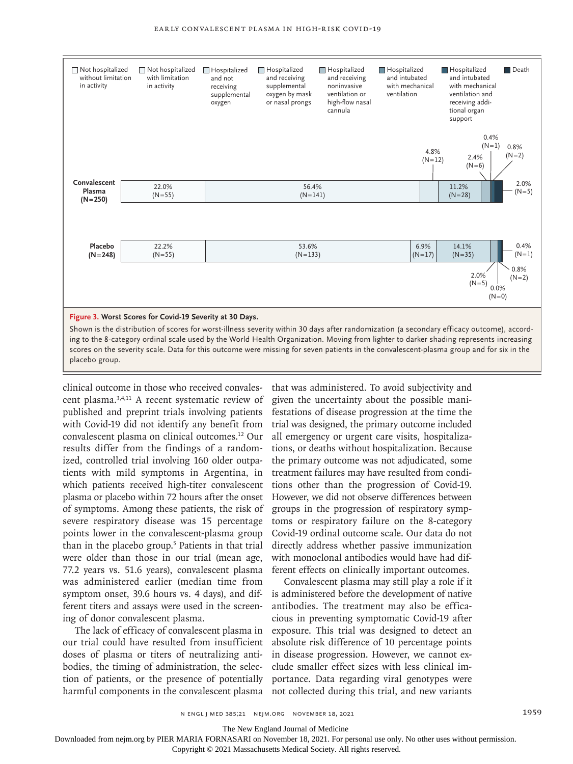**Figure 3. Worst Scores for Covid-19 Severity at 30 Days.**

Shown is the distribution of scores for worst-illness severity within 30 days after randomization (a secondary efficacy outcome), according to the 8-category ordinal scale used by the World Health Organization. Moving from lighter to darker shading represents increasing scores on the severity scale. Data for this outcome were missing for seven patients in the convalescent-plasma group and for six in the placebo group.

clinical outcome in those who received convalescent plasma.[3,4,11] A recent systematic review of published and preprint trials involving patients with Covid-19 did not identify any benefit from convalescent plasma on clinical outcomes.[12] Our results differ from the findings of a randomized, controlled trial involving 160 older outpatients with mild symptoms in Argentina, in which patients received high-titer convalescent plasma or placebo within 72 hours after the onset of symptoms. Among these patients, the risk of severe respiratory disease was 15 percentage points lower in the convalescent-plasma group than in the placebo group.[5] Patients in that trial were older than those in our trial (mean age, 77.2 years vs. 51.6 years), convalescent plasma was administered earlier (median time from symptom onset, 39.6 hours vs. 4 days), and different titers and assays were used in the screening of donor convalescent plasma.

The lack of efficacy of convalescent plasma in our trial could have resulted from insufficient doses of plasma or titers of neutralizing antibodies, the timing of administration, the selection of patients, or the presence of potentially harmful components in the convalescent plasma that was administered. To avoid subjectivity and given the uncertainty about the possible manifestations of disease progression at the time the trial was designed, the primary outcome included all emergency or urgent care visits, hospitalizations, or deaths without hospitalization. Because the primary outcome was not adjudicated, some treatment failures may have resulted from conditions other than the progression of Covid-19. However, we did not observe differences between groups in the progression of respiratory symptoms or respiratory failure on the 8-category Covid-19 ordinal outcome scale. Our data do not directly address whether passive immunization with monoclonal antibodies would have had different effects on clinically important outcomes.

Convalescent plasma may still play a role if it is administered before the development of native antibodies. The treatment may also be efficacious in preventing symptomatic Covid-19 after exposure. This trial was designed to detect an absolute risk difference of 10 percentage points in disease progression. However, we cannot exclude smaller effect sizes with less clinical importance. Data regarding viral genotypes were not collected during this trial, and new variants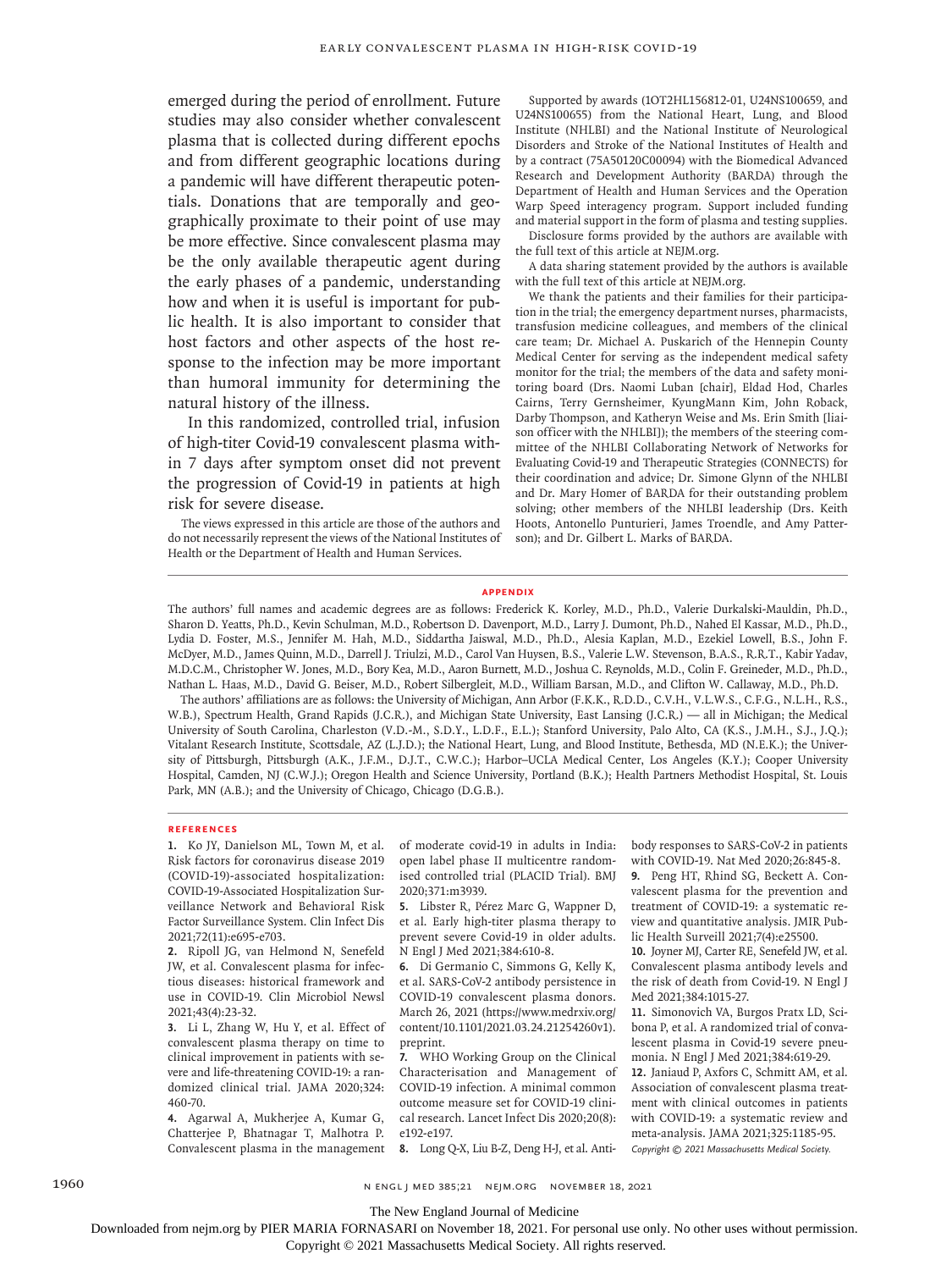emerged during the period of enrollment. Future studies may also consider whether convalescent plasma that is collected during different epochs and from different geographic locations during a pandemic will have different therapeutic potentials. Donations that are temporally and geographically proximate to their point of use may be more effective. Since convalescent plasma may be the only available therapeutic agent during the early phases of a pandemic, understanding how and when it is useful is important for public health. It is also important to consider that host factors and other aspects of the host response to the infection may be more important than humoral immunity for determining the natural history of the illness.

In this randomized, controlled trial, infusion of high-titer Covid-19 convalescent plasma within 7 days after symptom onset did not prevent the progression of Covid-19 in patients at high risk for severe disease.

The views expressed in this article are those of the authors and do not necessarily represent the views of the National Institutes of Health or the Department of Health and Human Services.

Supported by awards (1OT2HL156812-01, U24NS100659, and U24NS100655) from the National Heart, Lung, and Blood Institute (NHLBI) and the National Institute of Neurological Disorders and Stroke of the National Institutes of Health and by a contract (75A50120C00094) with the Biomedical Advanced Research and Development Authority (BARDA) through the Department of Health and Human Services and the Operation Warp Speed interagency program. Support included funding and material support in the form of plasma and testing supplies.

Disclosure forms provided by the authors are available with the full text of this article at NEJM.org.

A data sharing statement provided by the authors is available with the full text of this article at NEJM.org.

We thank the patients and their families for their participation in the trial; the emergency department nurses, pharmacists, transfusion medicine colleagues, and members of the clinical care team; Dr. Michael A. Puskarich of the Hennepin County Medical Center for serving as the independent medical safety monitor for the trial; the members of the data and safety monitoring board (Drs. Naomi Luban [chair], Eldad Hod, Charles Cairns, Terry Gernsheimer, KyungMann Kim, John Roback, Darby Thompson, and Katheryn Weise and Ms. Erin Smith [liaison officer with the NHLBI]); the members of the steering committee of the NHLBI Collaborating Network of Networks for Evaluating Covid-19 and Therapeutic Strategies (CONNECTS) for their coordination and advice; Dr. Simone Glynn of the NHLBI and Dr. Mary Homer of BARDA for their outstanding problem solving; other members of the NHLBI leadership (Drs. Keith Hoots, Antonello Punturieri, James Troendle, and Amy Patterson); and Dr. Gilbert L. Marks of BARDA.

## APPENDIX

The authors' full names and academic degrees are as follows: Frederick K. Korley, M.D., Ph.D., Valerie Durkalski-Mauldin, Ph.D., Sharon D. Yeatts, Ph.D., Kevin Schulman, M.D., Robertson D. Davenport, M.D., Larry J. Dumont, Ph.D., Nahed El Kassar, M.D., Ph.D., Lydia D. Foster, M.S., Jennifer M. Hah, M.D., Siddartha Jaiswal, M.D., Ph.D., Alesia Kaplan, M.D., Ezekiel Lowell, B.S., John F. McDyer, M.D., James Quinn, M.D., Darrell J. Triulzi, M.D., Carol Van Huysen, B.S., Valerie L.W. Stevenson, B.A.S., R.R.T., Kabir Yadav, M.D.C.M., Christopher W. Jones, M.D., Bory Kea, M.D., Aaron Burnett, M.D., Joshua C. Reynolds, M.D., Colin F. Greineder, M.D., Ph.D., Nathan L. Haas, M.D., David G. Beiser, M.D., Robert Silbergleit, M.D., William Barsan, M.D., and Clifton W. Callaway, M.D., Ph.D.

The authors' affiliations are as follows: the University of Michigan, Ann Arbor (F.K.K., R.D.D., C.V.H., V.L.W.S., C.F.G., N.L.H., R.S., W.B.), Spectrum Health, Grand Rapids (J.C.R.), and Michigan State University, East Lansing (J.C.R.) — all in Michigan; the Medical University of South Carolina, Charleston (V.D.-M., S.D.Y., L.D.F., E.L.); Stanford University, Palo Alto, CA (K.S., J.M.H., S.J., J.Q.); Vitalant Research Institute, Scottsdale, AZ (L.J.D.); the National Heart, Lung, and Blood Institute, Bethesda, MD (N.E.K.); the University of Pittsburgh, Pittsburgh (A.K., J.F.M., D.J.T., C.W.C.); Harbor–UCLA Medical Center, Los Angeles (K.Y.); Cooper University Hospital, Camden, NJ (C.W.J.); Oregon Health and Science University, Portland (B.K.); Health Partners Methodist Hospital, St. Louis Park, MN (A.B.); and the University of Chicago, Chicago (D.G.B.).

## REFERENCES

1. Ko JY, Danielson ML, Town M, et al. Risk factors for coronavirus disease 2019 (COVID-19)-associated hospitalization: COVID-19-Associated Hospitalization Surveillance Network and Behavioral Risk Factor Surveillance System. Clin Infect Dis 2021;72(11):e695-e703.
2. Ripoll JG, van Helmond N, Senefeld JW, et al. Convalescent plasma for infectious diseases: historical framework and use in COVID-19. Clin Microbiol Newsl 2021;43(4):23-32.
3. Li L, Zhang W, Hu Y, et al. Effect of convalescent plasma therapy on time to clinical improvement in patients with severe and life-threatening COVID-19: a randomized clinical trial. JAMA 2020;324:460-70.
4. Agarwal A, Mukherjee A, Kumar G, Chatterjee P, Bhatnagar T, Malhotra P. Convalescent plasma in the management of moderate covid-19 in adults in India: open label phase II multicentre randomised controlled trial (PLACID Trial). BMJ 2020;371:m3939.
5. Libster R, Pérez Marc G, Wappner D, et al. Early high-titer plasma therapy to prevent severe Covid-19 in older adults. N Engl J Med 2021;384:610-8.
6. Di Germanio C, Simmons G, Kelly K, et al. SARS-CoV-2 antibody persistence in COVID-19 convalescent plasma donors. March 26, 2021 (https://www.medrxiv.org/content/10.1101/2021.03.24.21254260v1). preprint.
7. WHO Working Group on the Clinical Characterisation and Management of COVID-19 infection. A minimal common outcome measure set for COVID-19 clinical research. Lancet Infect Dis 2020;20(8):e192-e197.
8. Long Q-X, Liu B-Z, Deng H-J, et al. Antibody responses to SARS-CoV-2 in patients with COVID-19. Nat Med 2020;26:845-8.
9. Peng HT, Rhind SG, Beckett A. Convalescent plasma for the prevention and treatment of COVID-19: a systematic review and quantitative analysis. JMIR Public Health Surveill 2021;7(4):e25500.
10. Joyner MJ, Carter RE, Senefeld JW, et al. Convalescent plasma antibody levels and the risk of death from Covid-19. N Engl J Med 2021;384:1015-27.
11. Simonovich VA, Burgos Pratx LD, Scibona P, et al. A randomized trial of convalescent plasma in Covid-19 severe pneumonia. N Engl J Med 2021;384:619-29.
12. Janiaud P, Axfors C, Schmitt AM, et al. Association of convalescent plasma treatment with clinical outcomes in patients with COVID-19: a systematic review and meta-analysis. JAMA 2021;325:1185-95.

*Copyright © 2021 Massachusetts Medical Society.*